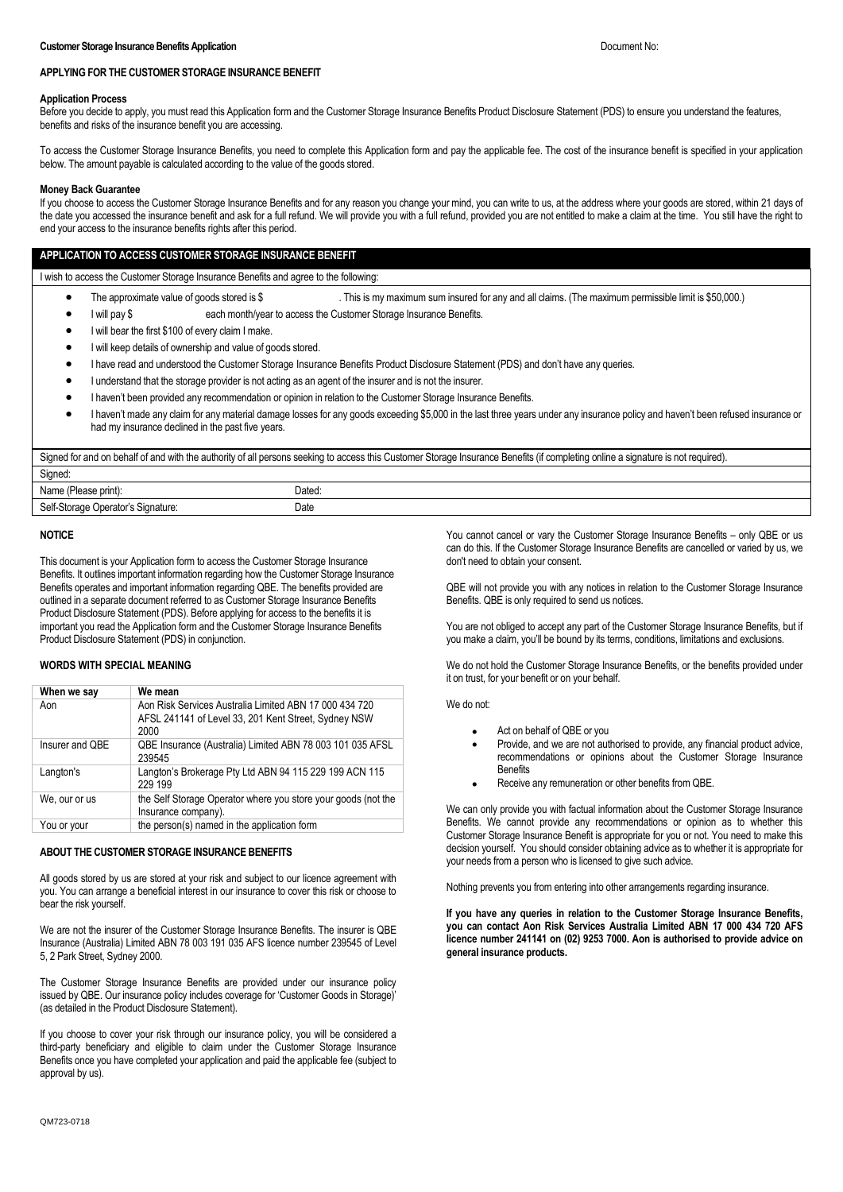**Customer Storage Insurance Benefits Application** Document No:

## APPLYING FOR THE CUSTOMER STORAGE INSURANCE BENEFIT

### Application Process

Before you decide to apply, you must read this Application form and the Customer Storage Insurance Benefits Product Disclosure Statement (PDS) to ensure you understand the features, benefits and risks of the insurance benefit you are accessing.

To access the Customer Storage Insurance Benefits, you need to complete this Application form and pay the applicable fee. The cost of the insurance benefit is specified in your application below. The amount payable is calculated according to the value of the goods stored.

### Money Back Guarantee

If you choose to access the Customer Storage Insurance Benefits and for any reason you change your mind, you can write to us, at the address where your goods are stored, within 21 days of the date you accessed the insurance benefit and ask for a full refund. We will provide you with a full refund, provided you are not entitled to make a claim at the time. You still have the right to end your access to the insurance benefits rights after this period.

## APPLICATION TO ACCESS CUSTOMER STORAGE INSURANCE BENEFIT

I wish to access the Customer Storage Insurance Benefits and agree to the following:

- The approximate value of goods stored is $ . This is my maximum sum insured for any and all claims. (The maximum permissible limit is $50,000.)
- I will pay $ each month/year to access the Customer Storage Insurance Benefits.
- I will bear the first $100 of every claim I make.
- I will keep details of ownership and value of goods stored.
- I have read and understood the Customer Storage Insurance Benefits Product Disclosure Statement (PDS) and don't have any queries.
- I understand that the storage provider is not acting as an agent of the insurer and is not the insurer.
- I haven't been provided any recommendation or opinion in relation to the Customer Storage Insurance Benefits.
- I haven't made any claim for any material damage losses for any goods exceeding $5,000 in the last three years under any insurance policy and haven't been refused insurance or had my insurance declined in the past five years.

Signed for and on behalf of and with the authority of all persons seeking to access this Customer Storage Insurance Benefits (if completing online a signature is not required).

Signed:

Name (Please print): Dated:

Self-Storage Operator's Signature: Date

## NOTICE

This document is your Application form to access the Customer Storage Insurance Benefits. It outlines important information regarding how the Customer Storage Insurance Benefits operates and important information regarding QBE. The benefits provided are outlined in a separate document referred to as Customer Storage Insurance Benefits Product Disclosure Statement (PDS). Before applying for access to the benefits it is important you read the Application form and the Customer Storage Insurance Benefits Product Disclosure Statement (PDS) in conjunction.

## WORDS WITH SPECIAL MEANING

| When we say | We mean |
|---|---|
| Aon | Aon Risk Services Australia Limited ABN 17 000 434 720 AFSL 241141 of Level 33, 201 Kent Street, Sydney NSW 2000 |
| Insurer and QBE | QBE Insurance (Australia) Limited ABN 78 003 101 035 AFSL 239545 |
| Langton's | Langton's Brokerage Pty Ltd ABN 94 115 229 199 ACN 115 229 199 |
| We, our or us | the Self Storage Operator where you store your goods (not the Insurance company). |
| You or your | the person(s) named in the application form |

## ABOUT THE CUSTOMER STORAGE INSURANCE BENEFITS

All goods stored by us are stored at your risk and subject to our licence agreement with you. You can arrange a beneficial interest in our insurance to cover this risk or choose to bear the risk yourself.

We are not the insurer of the Customer Storage Insurance Benefits. The insurer is QBE Insurance (Australia) Limited ABN 78 003 191 035 AFS licence number 239545 of Level 5, 2 Park Street, Sydney 2000.

The Customer Storage Insurance Benefits are provided under our insurance policy issued by QBE. Our insurance policy includes coverage for 'Customer Goods in Storage)' (as detailed in the Product Disclosure Statement).

If you choose to cover your risk through our insurance policy, you will be considered a third-party beneficiary and eligible to claim under the Customer Storage Insurance Benefits once you have completed your application and paid the applicable fee (subject to approval by us).

You cannot cancel or vary the Customer Storage Insurance Benefits – only QBE or us can do this. If the Customer Storage Insurance Benefits are cancelled or varied by us, we don't need to obtain your consent.

QBE will not provide you with any notices in relation to the Customer Storage Insurance Benefits. QBE is only required to send us notices.

You are not obliged to accept any part of the Customer Storage Insurance Benefits, but if you make a claim, you'll be bound by its terms, conditions, limitations and exclusions.

We do not hold the Customer Storage Insurance Benefits, or the benefits provided under it on trust, for your benefit or on your behalf.

We do not:

- Act on behalf of QBE or you
- Provide, and we are not authorised to provide, any financial product advice, recommendations or opinions about the Customer Storage Insurance Benefits
- Receive any remuneration or other benefits from QBE.

We can only provide you with factual information about the Customer Storage Insurance Benefits. We cannot provide any recommendations or opinion as to whether this Customer Storage Insurance Benefit is appropriate for you or not. You need to make this decision yourself. You should consider obtaining advice as to whether it is appropriate for your needs from a person who is licensed to give such advice.

Nothing prevents you from entering into other arrangements regarding insurance.

**If you have any queries in relation to the Customer Storage Insurance Benefits, you can contact Aon Risk Services Australia Limited ABN 17 000 434 720 AFS licence number 241141 on (02) 9253 7000. Aon is authorised to provide advice on general insurance products.**

QM723-0718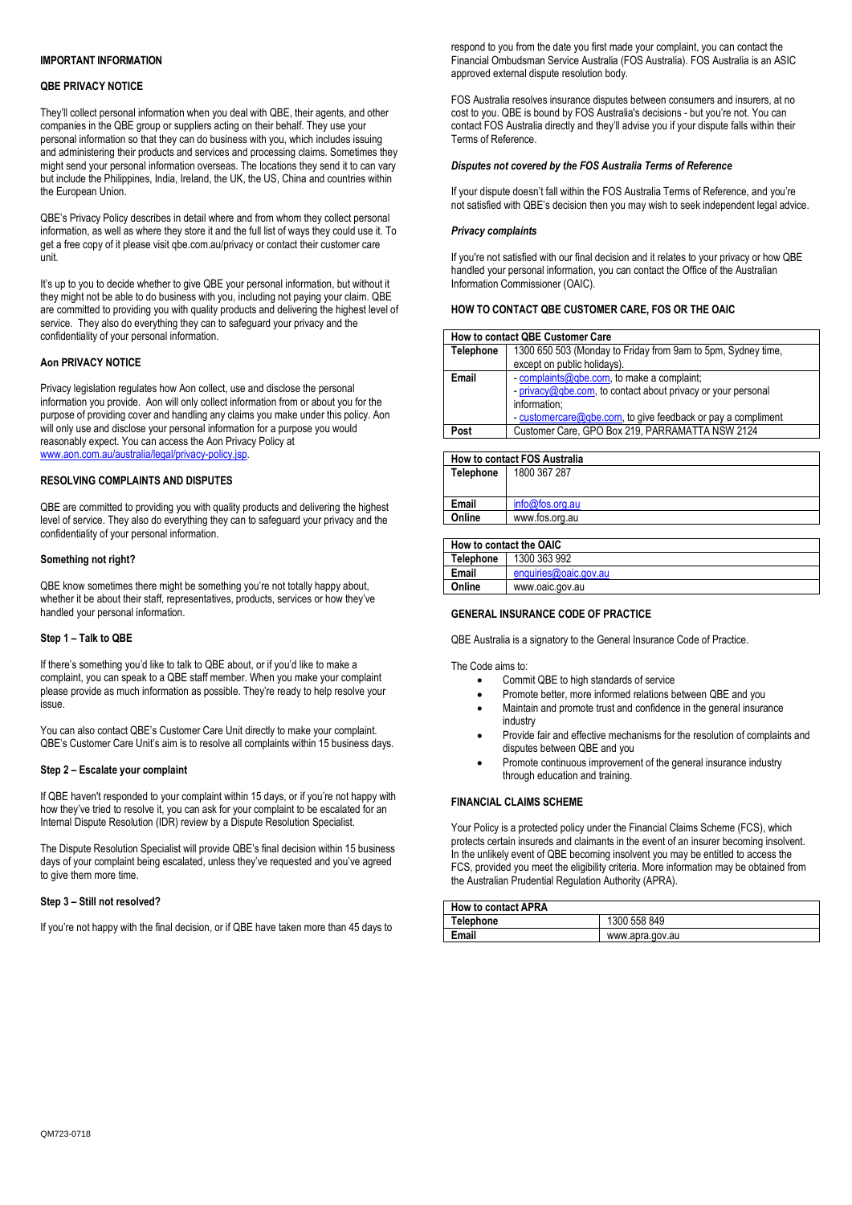## IMPORTANT INFORMATION

### QBE PRIVACY NOTICE

They'll collect personal information when you deal with QBE, their agents, and other companies in the QBE group or suppliers acting on their behalf. They use your personal information so that they can do business with you, which includes issuing and administering their products and services and processing claims. Sometimes they might send your personal information overseas. The locations they send it to can vary but include the Philippines, India, Ireland, the UK, the US, China and countries within the European Union.

QBE's Privacy Policy describes in detail where and from whom they collect personal information, as well as where they store it and the full list of ways they could use it. To get a free copy of it please visit qbe.com.au/privacy or contact their customer care unit.

It's up to you to decide whether to give QBE your personal information, but without it they might not be able to do business with you, including not paying your claim. QBE are committed to providing you with quality products and delivering the highest level of service. They also do everything they can to safeguard your privacy and the confidentiality of your personal information.

### Aon PRIVACY NOTICE

Privacy legislation regulates how Aon collect, use and disclose the personal information you provide. Aon will only collect information from or about you for the purpose of providing cover and handling any claims you make under this policy. Aon will only use and disclose your personal information for a purpose you would reasonably expect. You can access the Aon Privacy Policy at www.aon.com.au/australia/legal/privacy-policy.jsp.

### RESOLVING COMPLAINTS AND DISPUTES

QBE are committed to providing you with quality products and delivering the highest level of service. They also do everything they can to safeguard your privacy and the confidentiality of your personal information.

#### Something not right?

QBE know sometimes there might be something you're not totally happy about, whether it be about their staff, representatives, products, services or how they've handled your personal information.

#### Step 1 – Talk to QBE

If there's something you'd like to talk to QBE about, or if you'd like to make a complaint, you can speak to a QBE staff member. When you make your complaint please provide as much information as possible. They're ready to help resolve your issue.

You can also contact QBE's Customer Care Unit directly to make your complaint. QBE's Customer Care Unit's aim is to resolve all complaints within 15 business days.

#### Step 2 – Escalate your complaint

If QBE haven't responded to your complaint within 15 days, or if you're not happy with how they've tried to resolve it, you can ask for your complaint to be escalated for an Internal Dispute Resolution (IDR) review by a Dispute Resolution Specialist.

The Dispute Resolution Specialist will provide QBE's final decision within 15 business days of your complaint being escalated, unless they've requested and you've agreed to give them more time.

#### Step 3 – Still not resolved?

If you're not happy with the final decision, or if QBE have taken more than 45 days to respond to you from the date you first made your complaint, you can contact the Financial Ombudsman Service Australia (FOS Australia). FOS Australia is an ASIC approved external dispute resolution body.

FOS Australia resolves insurance disputes between consumers and insurers, at no cost to you. QBE is bound by FOS Australia's decisions - but you're not. You can contact FOS Australia directly and they'll advise you if your dispute falls within their Terms of Reference.

#### *Disputes not covered by the FOS Australia Terms of Reference*

If your dispute doesn't fall within the FOS Australia Terms of Reference, and you're not satisfied with QBE's decision then you may wish to seek independent legal advice.

#### *Privacy complaints*

If you're not satisfied with our final decision and it relates to your privacy or how QBE handled your personal information, you can contact the Office of the Australian Information Commissioner (OAIC).

### HOW TO CONTACT QBE CUSTOMER CARE, FOS OR THE OAIC

| How to contact QBE Customer Care | |
|---|---|
| **Telephone** | 1300 650 503 (Monday to Friday from 9am to 5pm, Sydney time, except on public holidays). |
| **Email** | - complaints@qbe.com, to make a complaint;<br>- privacy@qbe.com, to contact about privacy or your personal information;<br>- customercare@qbe.com, to give feedback or pay a compliment |
| **Post** | Customer Care, GPO Box 219, PARRAMATTA NSW 2124 |

| How to contact FOS Australia | |
|---|---|
| **Telephone** | 1800 367 287 |
| **Email** | info@fos.org.au |
| **Online** | www.fos.org.au |

| How to contact the OAIC | |
|---|---|
| **Telephone** | 1300 363 992 |
| **Email** | enquiries@oaic.gov.au |
| **Online** | www.oaic.gov.au |

### GENERAL INSURANCE CODE OF PRACTICE

QBE Australia is a signatory to the General Insurance Code of Practice.

The Code aims to:

- Commit QBE to high standards of service
- Promote better, more informed relations between QBE and you
- Maintain and promote trust and confidence in the general insurance industry
- Provide fair and effective mechanisms for the resolution of complaints and disputes between QBE and you
- Promote continuous improvement of the general insurance industry through education and training.

### FINANCIAL CLAIMS SCHEME

Your Policy is a protected policy under the Financial Claims Scheme (FCS), which protects certain insureds and claimants in the event of an insurer becoming insolvent. In the unlikely event of QBE becoming insolvent you may be entitled to access the FCS, provided you meet the eligibility criteria. More information may be obtained from the Australian Prudential Regulation Authority (APRA).

| How to contact APRA | |
|---|---|
| **Telephone** | 1300 558 849 |
| **Email** | www.apra.gov.au |

QM723-0718